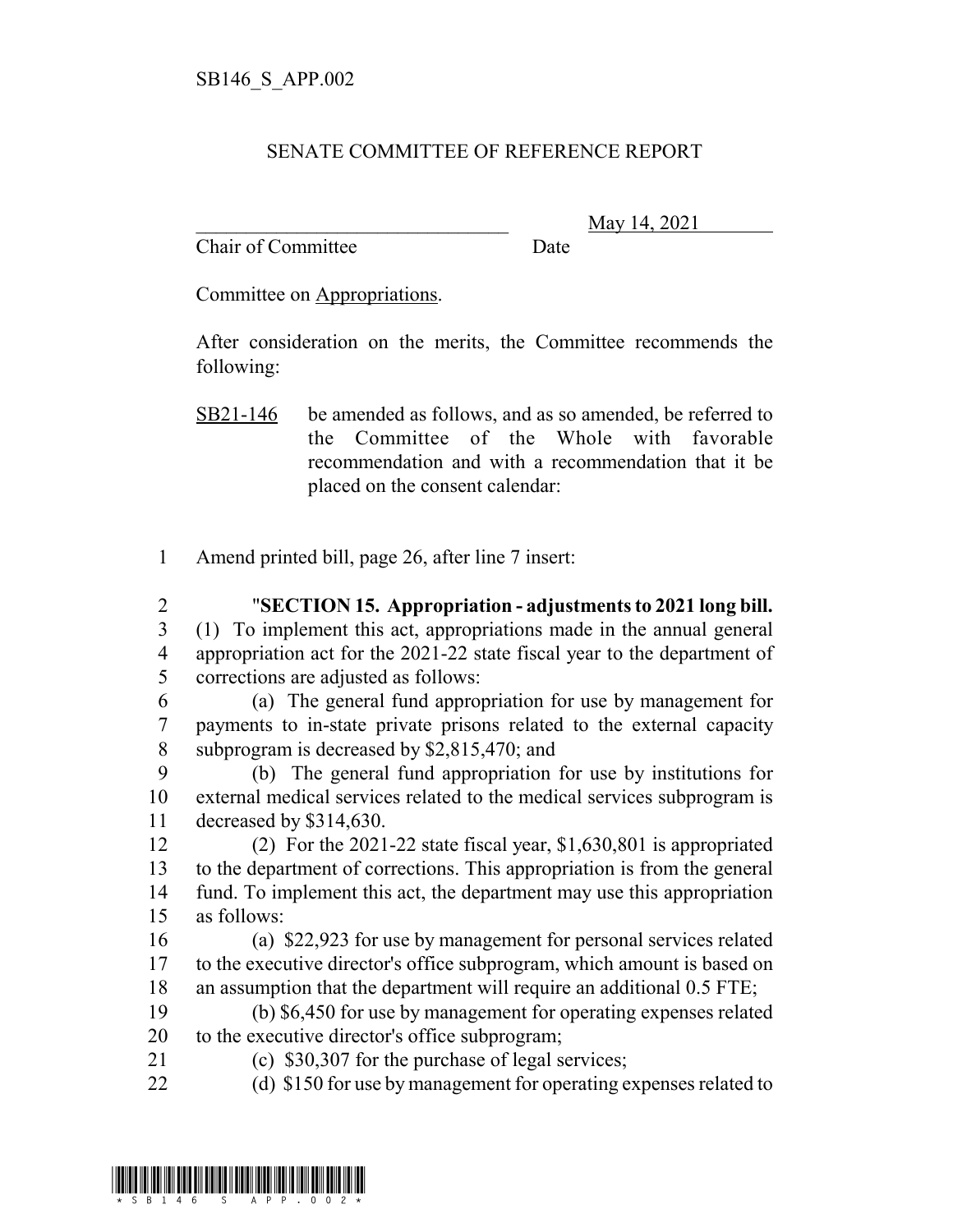SB146_S_APP.002

SENATE COMMITTEE OF REFERENCE REPORT

________________________________ May 14, 2021
Chair of Committee Date

Committee on Appropriations.

After consideration on the merits, the Committee recommends the following:

SB21-146 be amended as follows, and as so amended, be referred to the Committee of the Whole with favorable recommendation and with a recommendation that it be placed on the consent calendar:

1 Amend printed bill, page 26, after line 7 insert:

2 "**SECTION 15. Appropriation - adjustments to 2021 long bill.**
3 (1) To implement this act, appropriations made in the annual general
4 appropriation act for the 2021-22 state fiscal year to the department of
5 corrections are adjusted as follows:
6 (a) The general fund appropriation for use by management for
7 payments to in-state private prisons related to the external capacity
8 subprogram is decreased by $2,815,470; and
9 (b) The general fund appropriation for use by institutions for
10 external medical services related to the medical services subprogram is
11 decreased by $314,630.
12 (2) For the 2021-22 state fiscal year, $1,630,801 is appropriated
13 to the department of corrections. This appropriation is from the general
14 fund. To implement this act, the department may use this appropriation
15 as follows:
16 (a) $22,923 for use by management for personal services related
17 to the executive director's office subprogram, which amount is based on
18 an assumption that the department will require an additional 0.5 FTE;
19 (b) $6,450 for use by management for operating expenses related
20 to the executive director's office subprogram;
21 (c) $30,307 for the purchase of legal services;
22 (d) $150 for use by management for operating expenses related to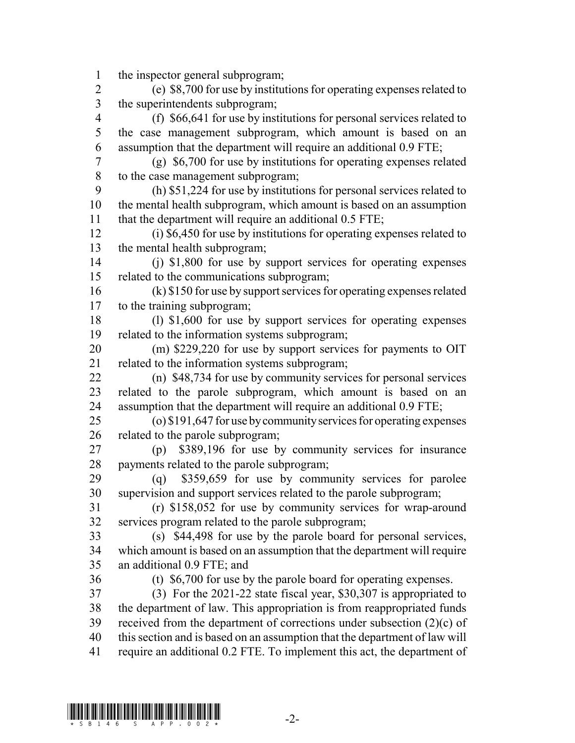the inspector general subprogram;

(e) $8,700 for use by institutions for operating expenses related to the superintendents subprogram;

(f) $66,641 for use by institutions for personal services related to the case management subprogram, which amount is based on an assumption that the department will require an additional 0.9 FTE;

(g) $6,700 for use by institutions for operating expenses related to the case management subprogram;

(h) $51,224 for use by institutions for personal services related to the mental health subprogram, which amount is based on an assumption that the department will require an additional 0.5 FTE;

(i) $6,450 for use by institutions for operating expenses related to the mental health subprogram;

(j) $1,800 for use by support services for operating expenses related to the communications subprogram;

(k) $150 for use by support services for operating expenses related to the training subprogram;

(l) $1,600 for use by support services for operating expenses related to the information systems subprogram;

(m) $229,220 for use by support services for payments to OIT related to the information systems subprogram;

(n) $48,734 for use by community services for personal services related to the parole subprogram, which amount is based on an assumption that the department will require an additional 0.9 FTE;

(o) $191,647 for use by community services for operating expenses related to the parole subprogram;

(p) $389,196 for use by community services for insurance payments related to the parole subprogram;

(q) $359,659 for use by community services for parolee supervision and support services related to the parole subprogram;

(r) $158,052 for use by community services for wrap-around services program related to the parole subprogram;

(s) $44,498 for use by the parole board for personal services, which amount is based on an assumption that the department will require an additional 0.9 FTE; and

(t) $6,700 for use by the parole board for operating expenses.

(3) For the 2021-22 state fiscal year, $30,307 is appropriated to the department of law. This appropriation is from reappropriated funds received from the department of corrections under subsection (2)(c) of this section and is based on an assumption that the department of law will require an additional 0.2 FTE. To implement this act, the department of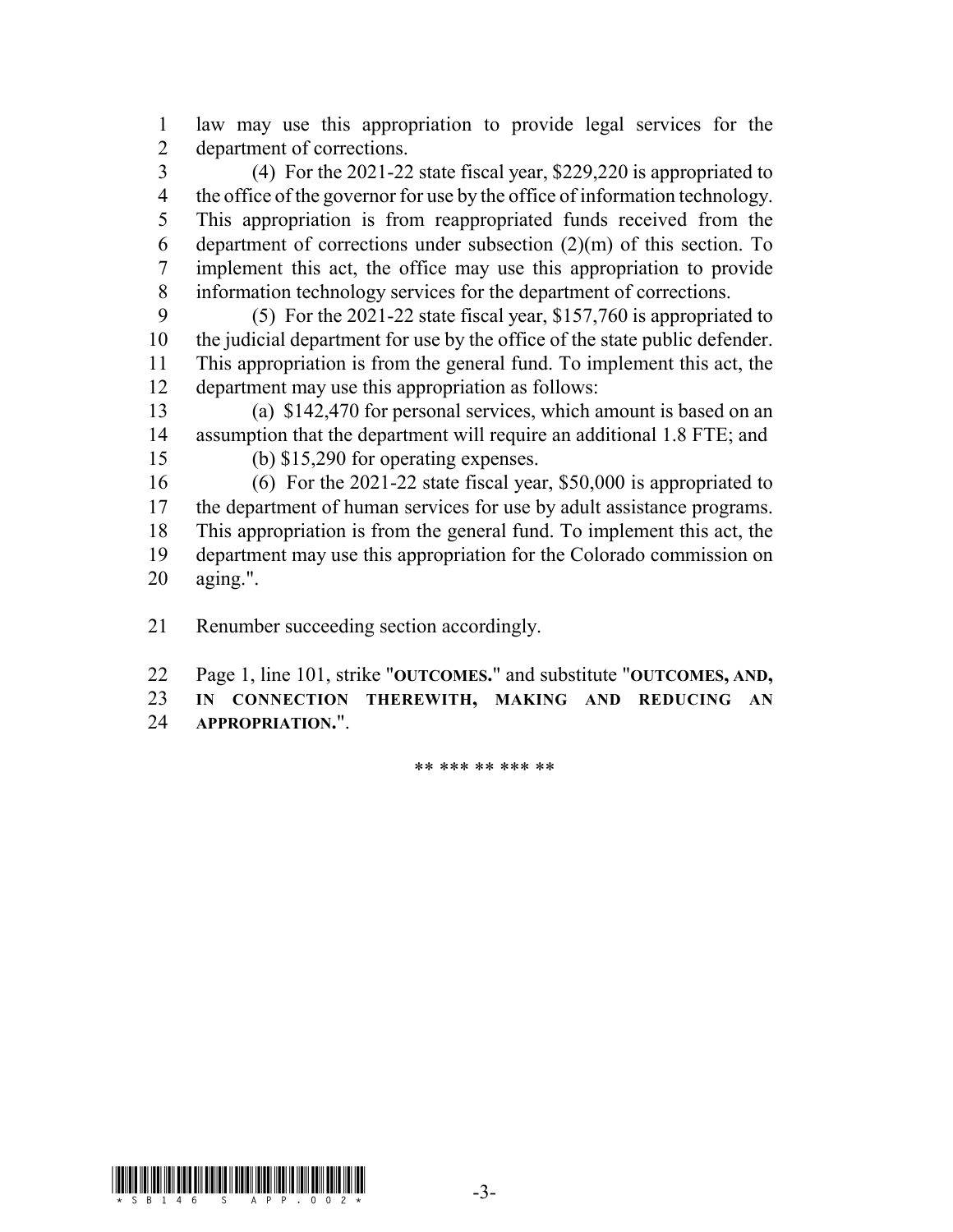law may use this appropriation to provide legal services for the department of corrections.

(4) For the 2021-22 state fiscal year, $229,220 is appropriated to the office of the governor for use by the office of information technology. This appropriation is from reappropriated funds received from the department of corrections under subsection (2)(m) of this section. To implement this act, the office may use this appropriation to provide information technology services for the department of corrections.

(5) For the 2021-22 state fiscal year, $157,760 is appropriated to the judicial department for use by the office of the state public defender. This appropriation is from the general fund. To implement this act, the department may use this appropriation as follows:

(a) $142,470 for personal services, which amount is based on an assumption that the department will require an additional 1.8 FTE; and

(b) $15,290 for operating expenses.

(6) For the 2021-22 state fiscal year, $50,000 is appropriated to the department of human services for use by adult assistance programs. This appropriation is from the general fund. To implement this act, the department may use this appropriation for the Colorado commission on aging.".

Renumber succeeding section accordingly.

Page 1, line 101, strike "**OUTCOMES.**" and substitute "**OUTCOMES, AND, IN CONNECTION THEREWITH, MAKING AND REDUCING AN APPROPRIATION.**".

** *** ** *** **